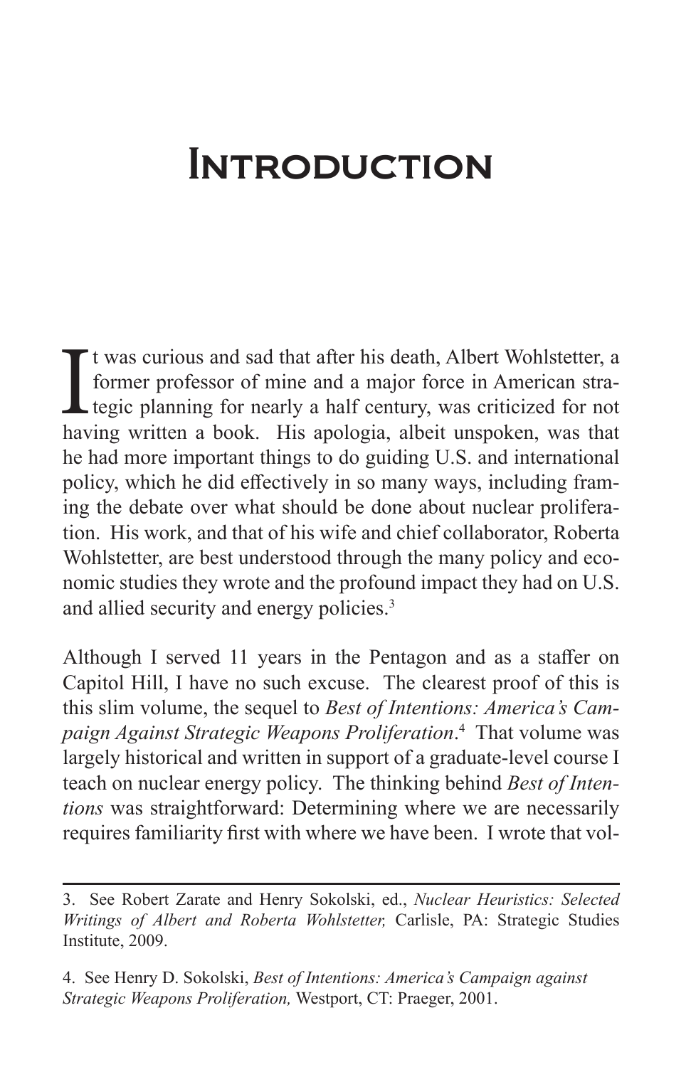# Introduction

It was curious and sad that after his death, Albert Wohlstetter, a former professor of mine and a major force in American strategic planning for nearly a half century, was criticized for not having written a book. His apologia, albeit unspoken, was that he had more important things to do guiding U.S. and international policy, which he did effectively in so many ways, including framing the debate over what should be done about nuclear proliferation. His work, and that of his wife and chief collaborator, Roberta Wohlstetter, are best understood through the many policy and economic studies they wrote and the profound impact they had on U.S. and allied security and energy policies.[3]

Although I served 11 years in the Pentagon and as a staffer on Capitol Hill, I have no such excuse. The clearest proof of this is this slim volume, the sequel to *Best of Intentions: America's Campaign Against Strategic Weapons Proliferation*.[4] That volume was largely historical and written in support of a graduate-level course I teach on nuclear energy policy. The thinking behind *Best of Intentions* was straightforward: Determining where we are necessarily requires familiarity first with where we have been. I wrote that vol-

---

3. See Robert Zarate and Henry Sokolski, ed., *Nuclear Heuristics: Selected Writings of Albert and Roberta Wohlstetter,* Carlisle, PA: Strategic Studies Institute, 2009.

4. See Henry D. Sokolski, *Best of Intentions: America's Campaign against Strategic Weapons Proliferation,* Westport, CT: Praeger, 2001.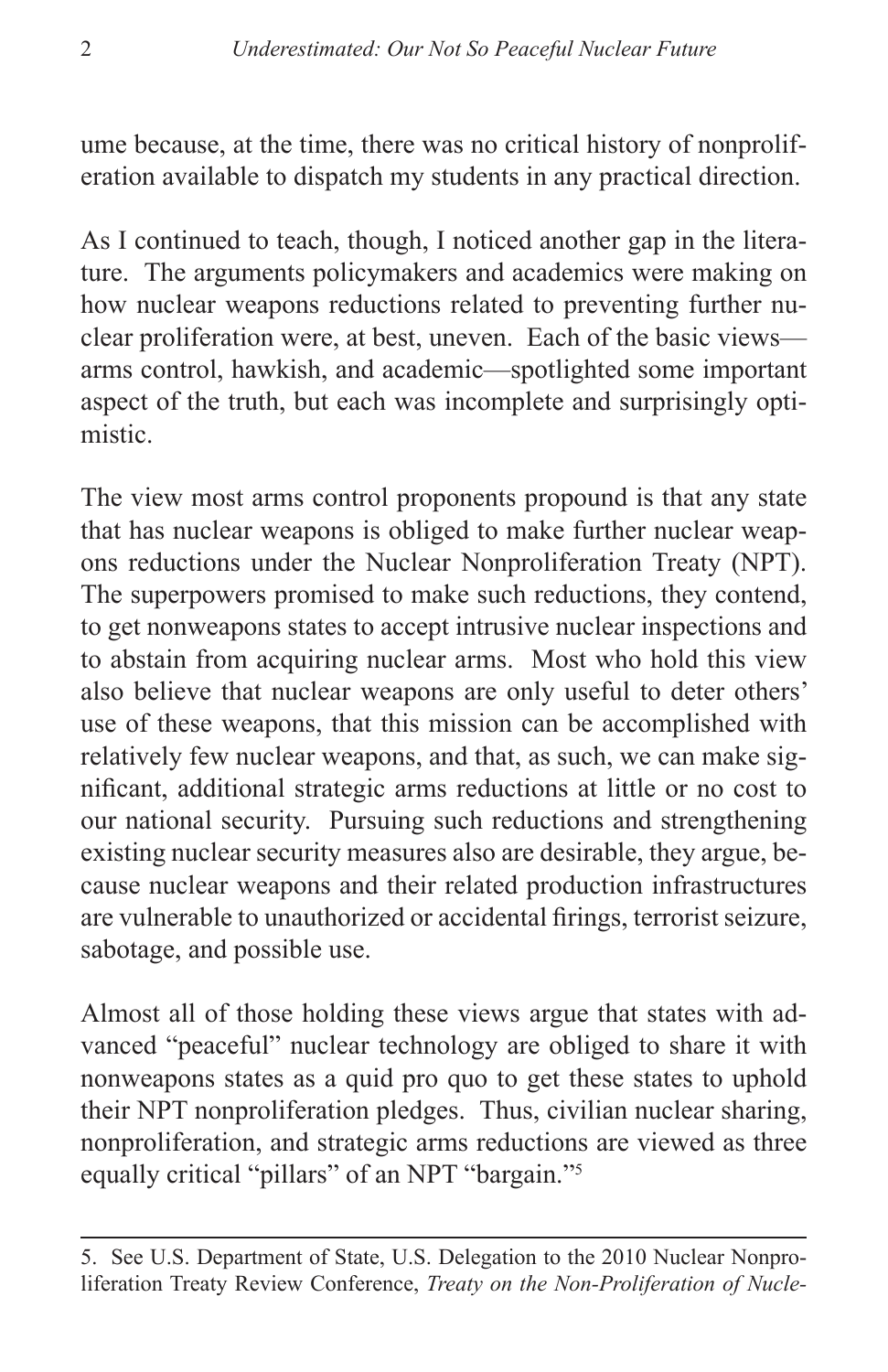ume because, at the time, there was no critical history of nonproliferation available to dispatch my students in any practical direction.

As I continued to teach, though, I noticed another gap in the literature. The arguments policymakers and academics were making on how nuclear weapons reductions related to preventing further nuclear proliferation were, at best, uneven. Each of the basic views—arms control, hawkish, and academic—spotlighted some important aspect of the truth, but each was incomplete and surprisingly optimistic.

The view most arms control proponents propound is that any state that has nuclear weapons is obliged to make further nuclear weapons reductions under the Nuclear Nonproliferation Treaty (NPT). The superpowers promised to make such reductions, they contend, to get nonweapons states to accept intrusive nuclear inspections and to abstain from acquiring nuclear arms. Most who hold this view also believe that nuclear weapons are only useful to deter others' use of these weapons, that this mission can be accomplished with relatively few nuclear weapons, and that, as such, we can make significant, additional strategic arms reductions at little or no cost to our national security. Pursuing such reductions and strengthening existing nuclear security measures also are desirable, they argue, because nuclear weapons and their related production infrastructures are vulnerable to unauthorized or accidental firings, terrorist seizure, sabotage, and possible use.

Almost all of those holding these views argue that states with advanced "peaceful" nuclear technology are obliged to share it with nonweapons states as a quid pro quo to get these states to uphold their NPT nonproliferation pledges. Thus, civilian nuclear sharing, nonproliferation, and strategic arms reductions are viewed as three equally critical "pillars" of an NPT "bargain."[5]

---

5. See U.S. Department of State, U.S. Delegation to the 2010 Nuclear Nonproliferation Treaty Review Conference, *Treaty on the Non-Proliferation of Nucle-*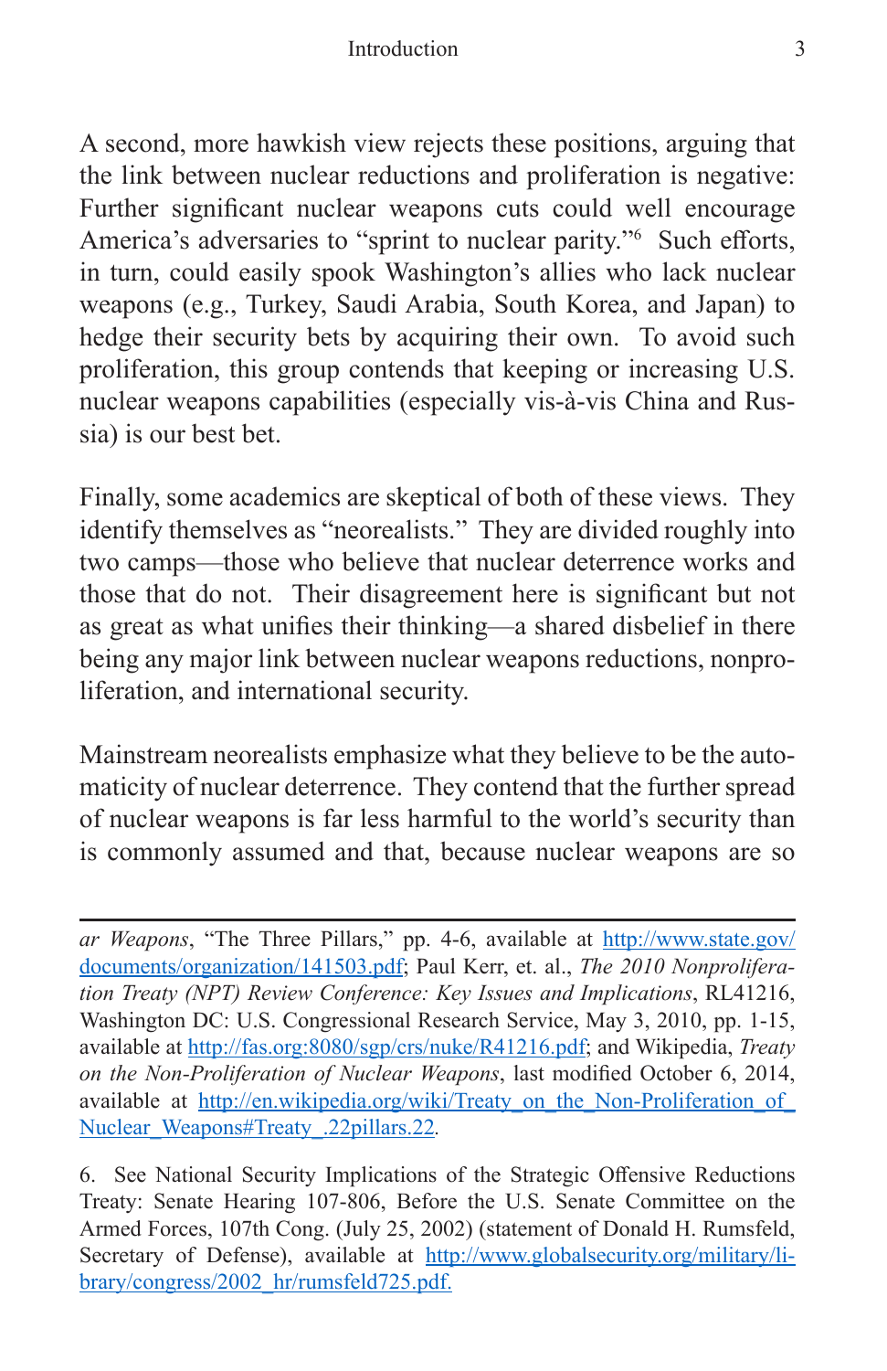A second, more hawkish view rejects these positions, arguing that the link between nuclear reductions and proliferation is negative: Further significant nuclear weapons cuts could well encourage America's adversaries to "sprint to nuclear parity."[6] Such efforts, in turn, could easily spook Washington's allies who lack nuclear weapons (e.g., Turkey, Saudi Arabia, South Korea, and Japan) to hedge their security bets by acquiring their own. To avoid such proliferation, this group contends that keeping or increasing U.S. nuclear weapons capabilities (especially vis-à-vis China and Russia) is our best bet.

Finally, some academics are skeptical of both of these views. They identify themselves as "neorealists." They are divided roughly into two camps—those who believe that nuclear deterrence works and those that do not. Their disagreement here is significant but not as great as what unifies their thinking—a shared disbelief in there being any major link between nuclear weapons reductions, nonproliferation, and international security.

Mainstream neorealists emphasize what they believe to be the automaticity of nuclear deterrence. They contend that the further spread of nuclear weapons is far less harmful to the world's security than is commonly assumed and that, because nuclear weapons are so

---

*ar Weapons*, "The Three Pillars," pp. 4-6, available at http://www.state.gov/documents/organization/141503.pdf; Paul Kerr, et. al., *The 2010 Nonproliferation Treaty (NPT) Review Conference: Key Issues and Implications*, RL41216, Washington DC: U.S. Congressional Research Service, May 3, 2010, pp. 1-15, available at http://fas.org:8080/sgp/crs/nuke/R41216.pdf; and Wikipedia, *Treaty on the Non-Proliferation of Nuclear Weapons*, last modified October 6, 2014, available at http://en.wikipedia.org/wiki/Treaty_on_the_Non-Proliferation_of_Nuclear_Weapons#Treaty_.22pillars.22.

6. See National Security Implications of the Strategic Offensive Reductions Treaty: Senate Hearing 107-806, Before the U.S. Senate Committee on the Armed Forces, 107th Cong. (July 25, 2002) (statement of Donald H. Rumsfeld, Secretary of Defense), available at http://www.globalsecurity.org/military/library/congress/2002_hr/rumsfeld725.pdf.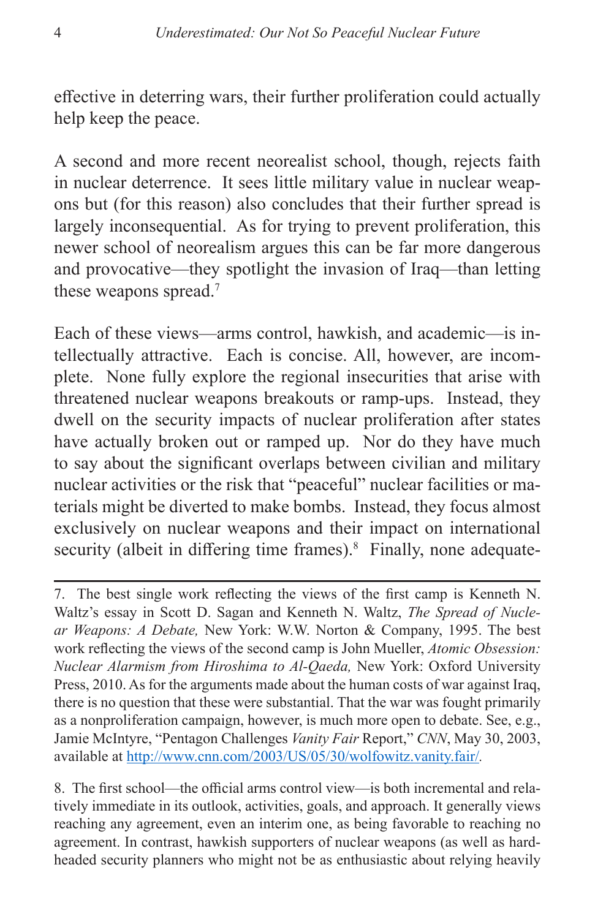effective in deterring wars, their further proliferation could actually help keep the peace.

A second and more recent neorealist school, though, rejects faith in nuclear deterrence. It sees little military value in nuclear weapons but (for this reason) also concludes that their further spread is largely inconsequential. As for trying to prevent proliferation, this newer school of neorealism argues this can be far more dangerous and provocative—they spotlight the invasion of Iraq—than letting these weapons spread.[7]

Each of these views—arms control, hawkish, and academic—is intellectually attractive. Each is concise. All, however, are incomplete. None fully explore the regional insecurities that arise with threatened nuclear weapons breakouts or ramp-ups. Instead, they dwell on the security impacts of nuclear proliferation after states have actually broken out or ramped up. Nor do they have much to say about the significant overlaps between civilian and military nuclear activities or the risk that "peaceful" nuclear facilities or materials might be diverted to make bombs. Instead, they focus almost exclusively on nuclear weapons and their impact on international security (albeit in differing time frames).[8] Finally, none adequate-

---

7. The best single work reflecting the views of the first camp is Kenneth N. Waltz's essay in Scott D. Sagan and Kenneth N. Waltz, *The Spread of Nuclear Weapons: A Debate,* New York: W.W. Norton & Company, 1995. The best work reflecting the views of the second camp is John Mueller, *Atomic Obsession: Nuclear Alarmism from Hiroshima to Al-Qaeda,* New York: Oxford University Press, 2010. As for the arguments made about the human costs of war against Iraq, there is no question that these were substantial. That the war was fought primarily as a nonproliferation campaign, however, is much more open to debate. See, e.g., Jamie McIntyre, "Pentagon Challenges *Vanity Fair* Report," *CNN*, May 30, 2003, available at http://www.cnn.com/2003/US/05/30/wolfowitz.vanity.fair/.

8. The first school—the official arms control view—is both incremental and relatively immediate in its outlook, activities, goals, and approach. It generally views reaching any agreement, even an interim one, as being favorable to reaching no agreement. In contrast, hawkish supporters of nuclear weapons (as well as hardheaded security planners who might not be as enthusiastic about relying heavily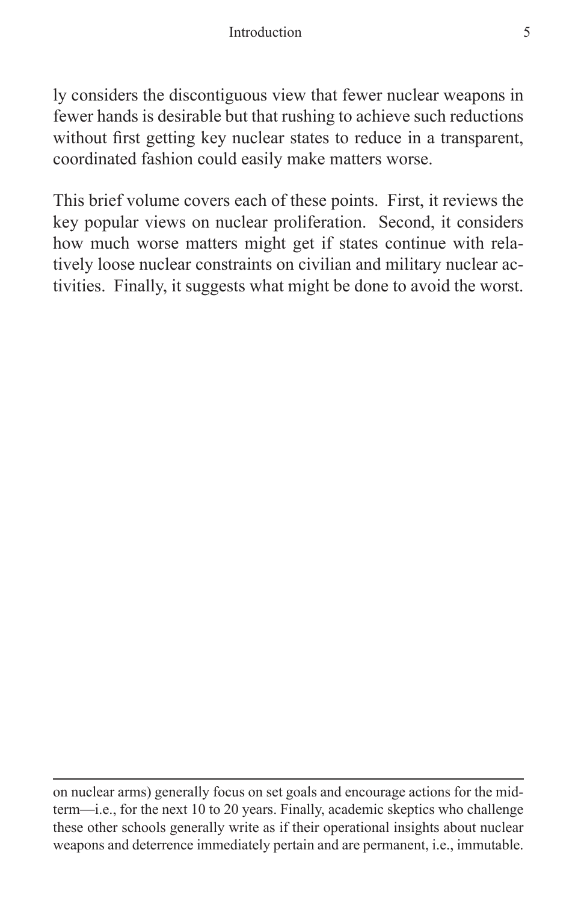ly considers the discontiguous view that fewer nuclear weapons in fewer hands is desirable but that rushing to achieve such reductions without first getting key nuclear states to reduce in a transparent, coordinated fashion could easily make matters worse.

This brief volume covers each of these points. First, it reviews the key popular views on nuclear proliferation. Second, it considers how much worse matters might get if states continue with relatively loose nuclear constraints on civilian and military nuclear activities. Finally, it suggests what might be done to avoid the worst.

---

on nuclear arms) generally focus on set goals and encourage actions for the mid-term—i.e., for the next 10 to 20 years. Finally, academic skeptics who challenge these other schools generally write as if their operational insights about nuclear weapons and deterrence immediately pertain and are permanent, i.e., immutable.